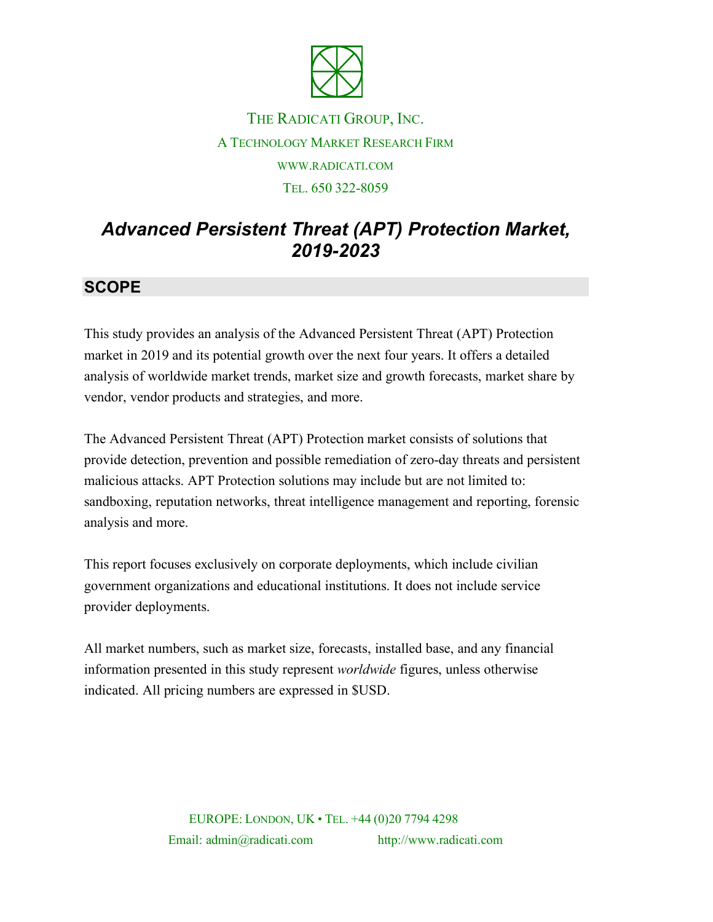THE RADICATI GROUP, INC.

A TECHNOLOGY MARKET RESEARCH FIRM

WWW.RADICATI.COM

TEL. 650 322-8059

# *Advanced Persistent Threat (APT) Protection Market, 2019-2023*

## SCOPE

This study provides an analysis of the Advanced Persistent Threat (APT) Protection market in 2019 and its potential growth over the next four years. It offers a detailed analysis of worldwide market trends, market size and growth forecasts, market share by vendor, vendor products and strategies, and more.

The Advanced Persistent Threat (APT) Protection market consists of solutions that provide detection, prevention and possible remediation of zero-day threats and persistent malicious attacks. APT Protection solutions may include but are not limited to: sandboxing, reputation networks, threat intelligence management and reporting, forensic analysis and more.

This report focuses exclusively on corporate deployments, which include civilian government organizations and educational institutions. It does not include service provider deployments.

All market numbers, such as market size, forecasts, installed base, and any financial information presented in this study represent *worldwide* figures, unless otherwise indicated. All pricing numbers are expressed in $USD.

EUROPE: LONDON, UK • TEL. +44 (0)20 7794 4298

Email: admin@radicati.com http://www.radicati.com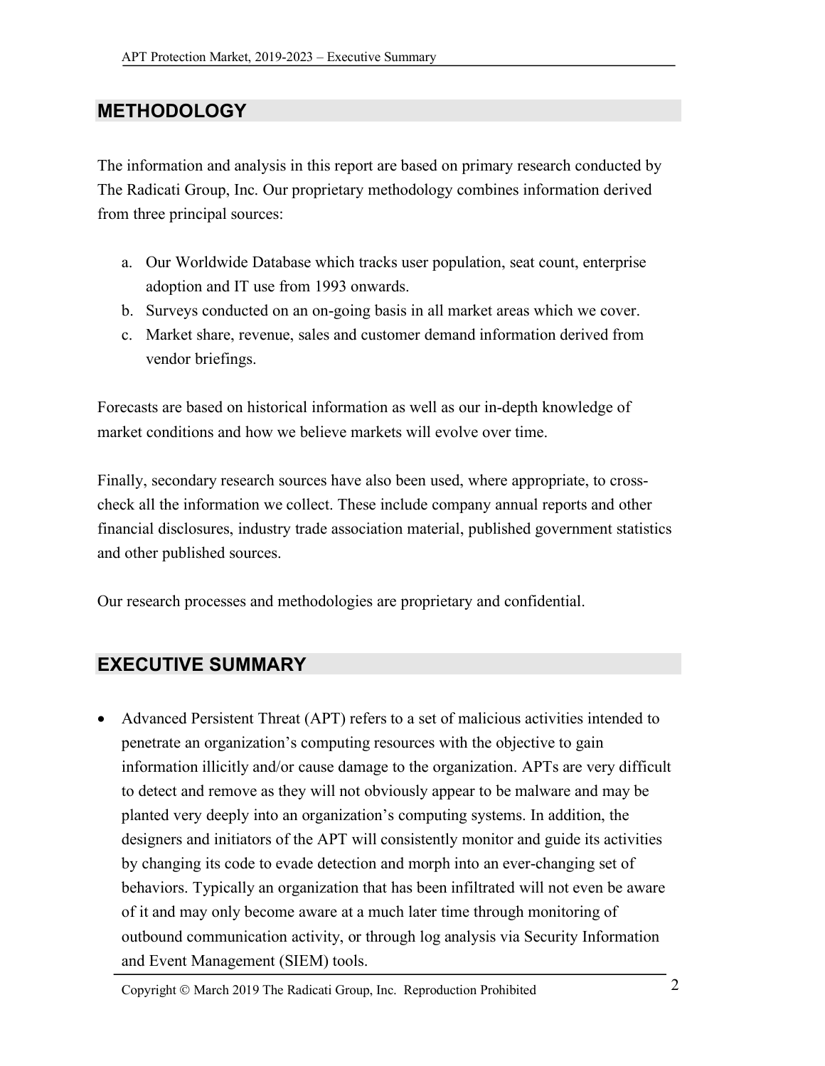## METHODOLOGY

The information and analysis in this report are based on primary research conducted by The Radicati Group, Inc. Our proprietary methodology combines information derived from three principal sources:

a. Our Worldwide Database which tracks user population, seat count, enterprise adoption and IT use from 1993 onwards.
b. Surveys conducted on an on-going basis in all market areas which we cover.
c. Market share, revenue, sales and customer demand information derived from vendor briefings.

Forecasts are based on historical information as well as our in-depth knowledge of market conditions and how we believe markets will evolve over time.

Finally, secondary research sources have also been used, where appropriate, to cross-check all the information we collect. These include company annual reports and other financial disclosures, industry trade association material, published government statistics and other published sources.

Our research processes and methodologies are proprietary and confidential.

## EXECUTIVE SUMMARY

- Advanced Persistent Threat (APT) refers to a set of malicious activities intended to penetrate an organization's computing resources with the objective to gain information illicitly and/or cause damage to the organization. APTs are very difficult to detect and remove as they will not obviously appear to be malware and may be planted very deeply into an organization's computing systems. In addition, the designers and initiators of the APT will consistently monitor and guide its activities by changing its code to evade detection and morph into an ever-changing set of behaviors. Typically an organization that has been infiltrated will not even be aware of it and may only become aware at a much later time through monitoring of outbound communication activity, or through log analysis via Security Information and Event Management (SIEM) tools.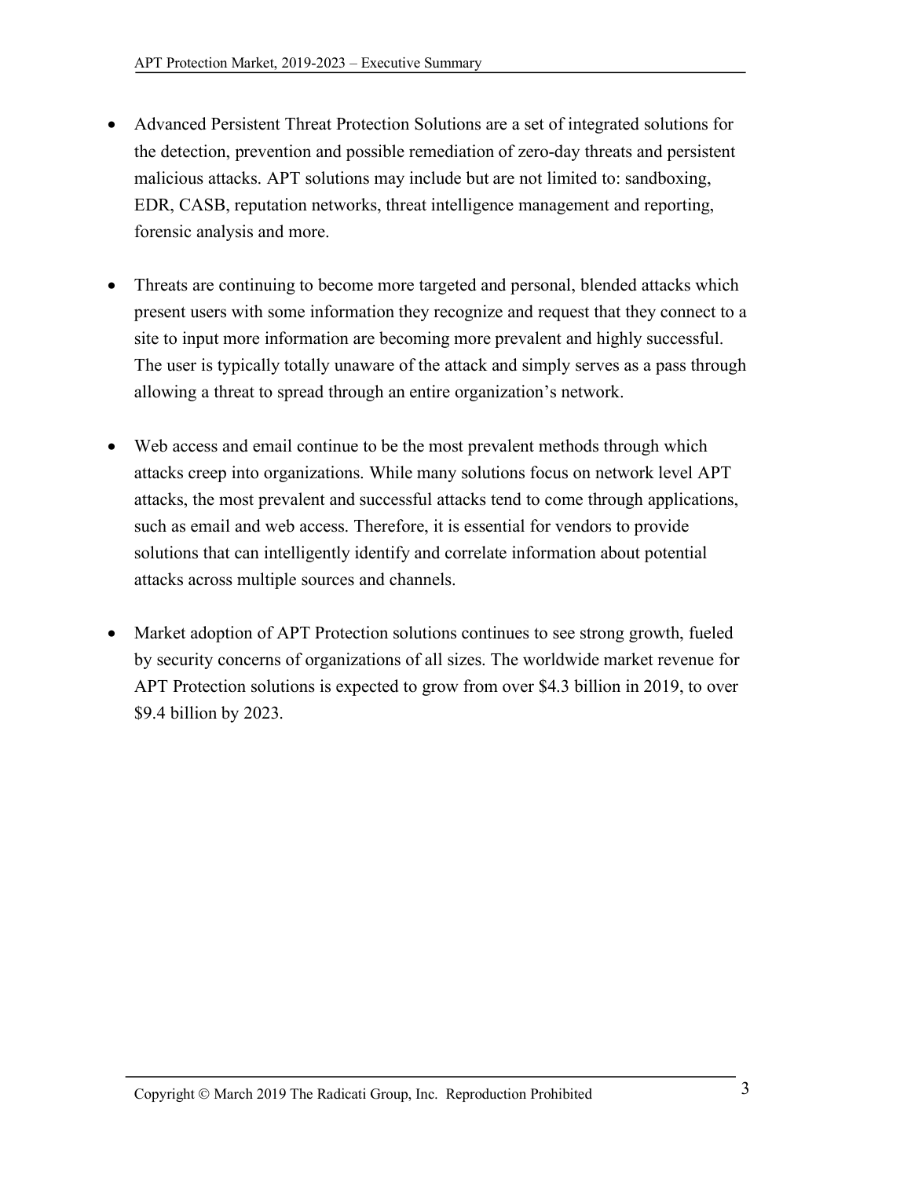- Advanced Persistent Threat Protection Solutions are a set of integrated solutions for the detection, prevention and possible remediation of zero-day threats and persistent malicious attacks. APT solutions may include but are not limited to: sandboxing, EDR, CASB, reputation networks, threat intelligence management and reporting, forensic analysis and more.

- Threats are continuing to become more targeted and personal, blended attacks which present users with some information they recognize and request that they connect to a site to input more information are becoming more prevalent and highly successful. The user is typically totally unaware of the attack and simply serves as a pass through allowing a threat to spread through an entire organization's network.

- Web access and email continue to be the most prevalent methods through which attacks creep into organizations. While many solutions focus on network level APT attacks, the most prevalent and successful attacks tend to come through applications, such as email and web access. Therefore, it is essential for vendors to provide solutions that can intelligently identify and correlate information about potential attacks across multiple sources and channels.

- Market adoption of APT Protection solutions continues to see strong growth, fueled by security concerns of organizations of all sizes. The worldwide market revenue for APT Protection solutions is expected to grow from over $4.3 billion in 2019, to over $9.4 billion by 2023.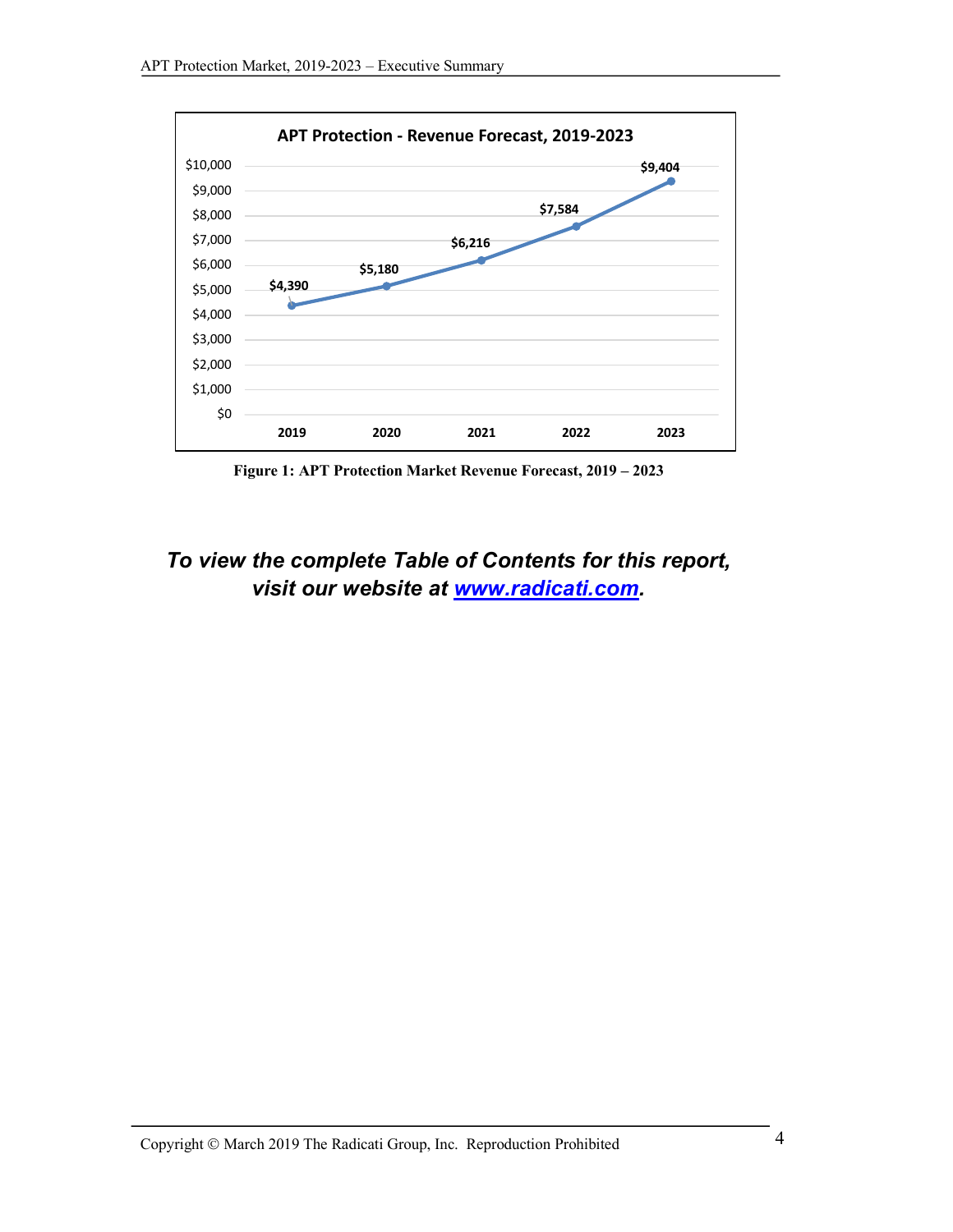APT Protection - Revenue Forecast, 2019-2023

$10,000
$9,000
$8,000
$7,000
$6,000
$5,000
$4,000
$3,000
$2,000
$1,000
$0

$4,390
$5,180
$6,216
$7,584
$9,404

2019
2020
2021
2022
2023

**Figure 1: APT Protection Market Revenue Forecast, 2019 – 2023**

***To view the complete Table of Contents for this report, visit our website at [www.radicati.com](http://www.radicati.com).***